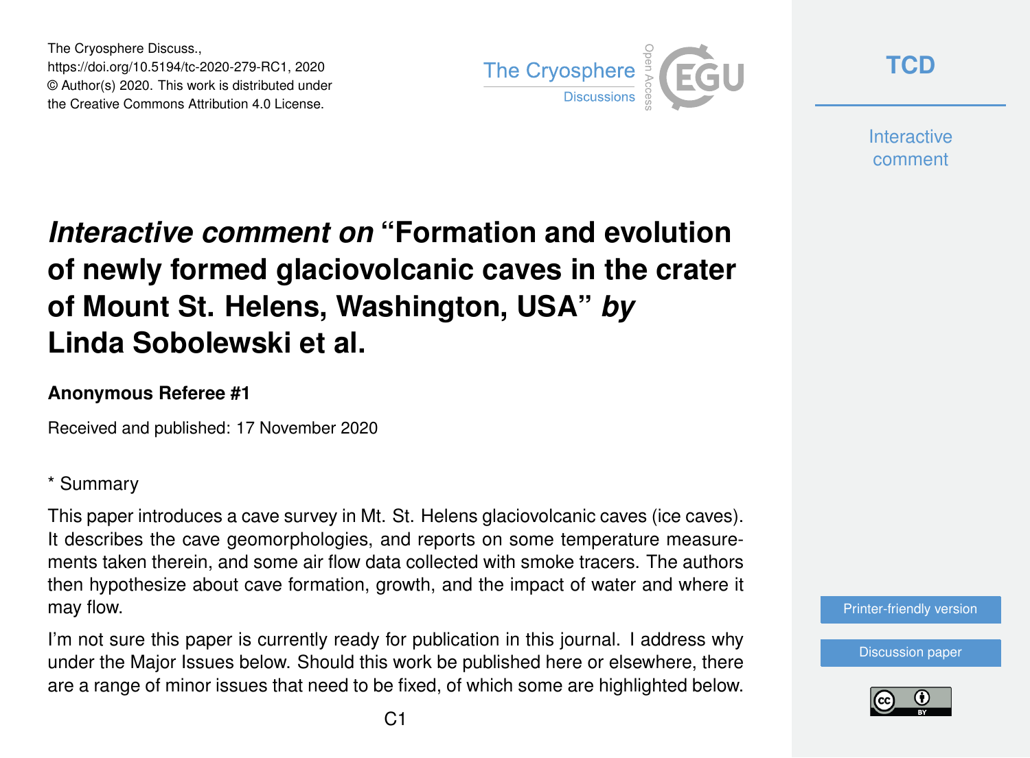The Cryosphere Discuss.,
https://doi.org/10.5194/tc-2020-279-RC1, 2020
© Author(s) 2020. This work is distributed under
the Creative Commons Attribution 4.0 License.

# *Interactive comment on* "Formation and evolution of newly formed glaciovolcanic caves in the crater of Mount St. Helens, Washington, USA" *by* Linda Sobolewski et al.

### Anonymous Referee #1

Received and published: 17 November 2020

\* Summary

This paper introduces a cave survey in Mt. St. Helens glaciovolcanic caves (ice caves). It describes the cave geomorphologies, and reports on some temperature measurements taken therein, and some air flow data collected with smoke tracers. The authors then hypothesize about cave formation, growth, and the impact of water and where it may flow.

I'm not sure this paper is currently ready for publication in this journal. I address why under the Major Issues below. Should this work be published here or elsewhere, there are a range of minor issues that need to be fixed, of which some are highlighted below.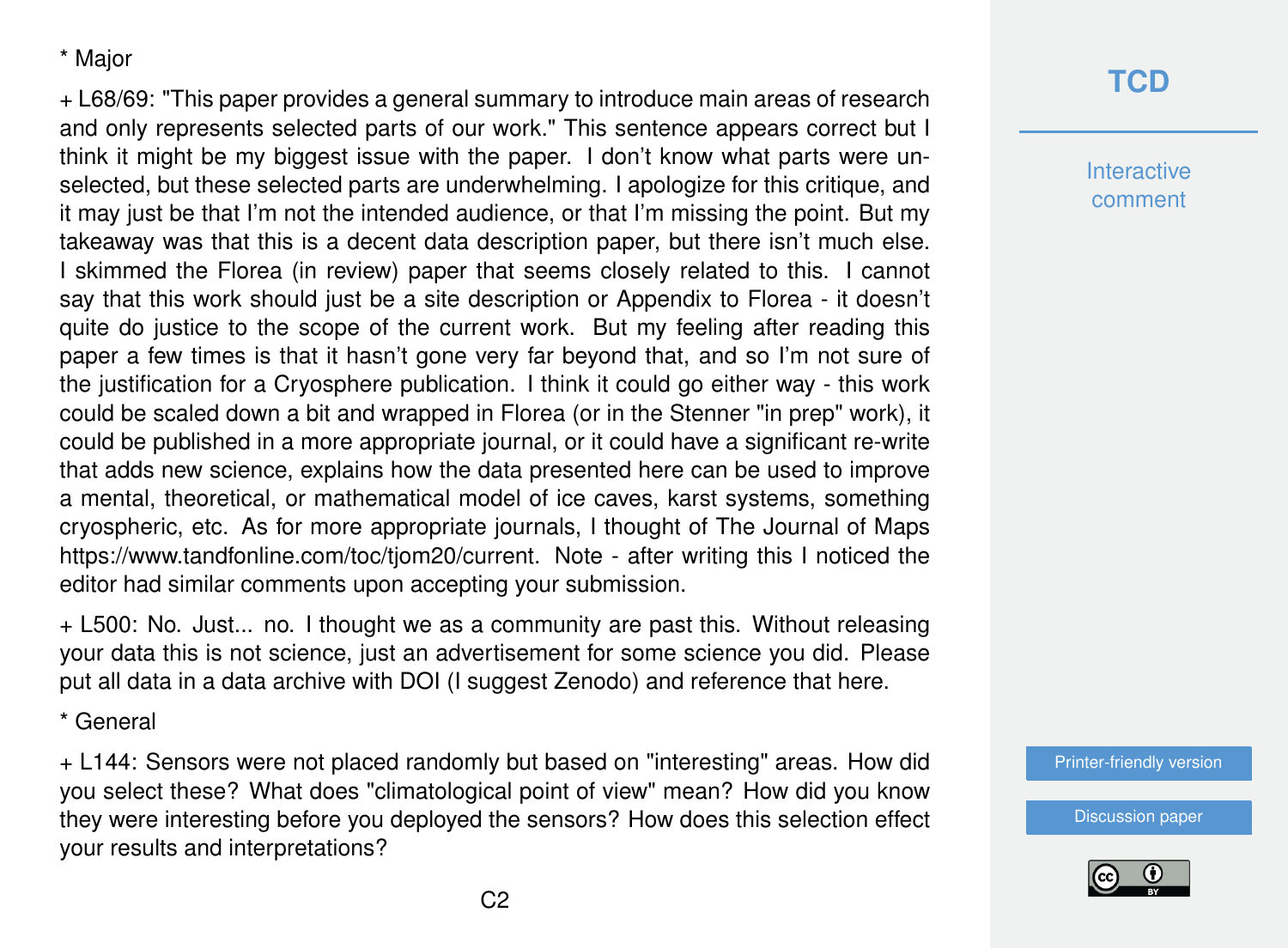* Major

+ L68/69: "This paper provides a general summary to introduce main areas of research and only represents selected parts of our work." This sentence appears correct but I think it might be my biggest issue with the paper. I don't know what parts were unselected, but these selected parts are underwhelming. I apologize for this critique, and it may just be that I'm not the intended audience, or that I'm missing the point. But my takeaway was that this is a decent data description paper, but there isn't much else. I skimmed the Florea (in review) paper that seems closely related to this. I cannot say that this work should just be a site description or Appendix to Florea - it doesn't quite do justice to the scope of the current work. But my feeling after reading this paper a few times is that it hasn't gone very far beyond that, and so I'm not sure of the justification for a Cryosphere publication. I think it could go either way - this work could be scaled down a bit and wrapped in Florea (or in the Stenner "in prep" work), it could be published in a more appropriate journal, or it could have a significant re-write that adds new science, explains how the data presented here can be used to improve a mental, theoretical, or mathematical model of ice caves, karst systems, something cryospheric, etc. As for more appropriate journals, I thought of The Journal of Maps https://www.tandfonline.com/toc/tjom20/current. Note - after writing this I noticed the editor had similar comments upon accepting your submission.

+ L500: No. Just... no. I thought we as a community are past this. Without releasing your data this is not science, just an advertisement for some science you did. Please put all data in a data archive with DOI (I suggest Zenodo) and reference that here.

* General

+ L144: Sensors were not placed randomly but based on "interesting" areas. How did you select these? What does "climatological point of view" mean? How did you know they were interesting before you deployed the sensors? How does this selection effect your results and interpretations?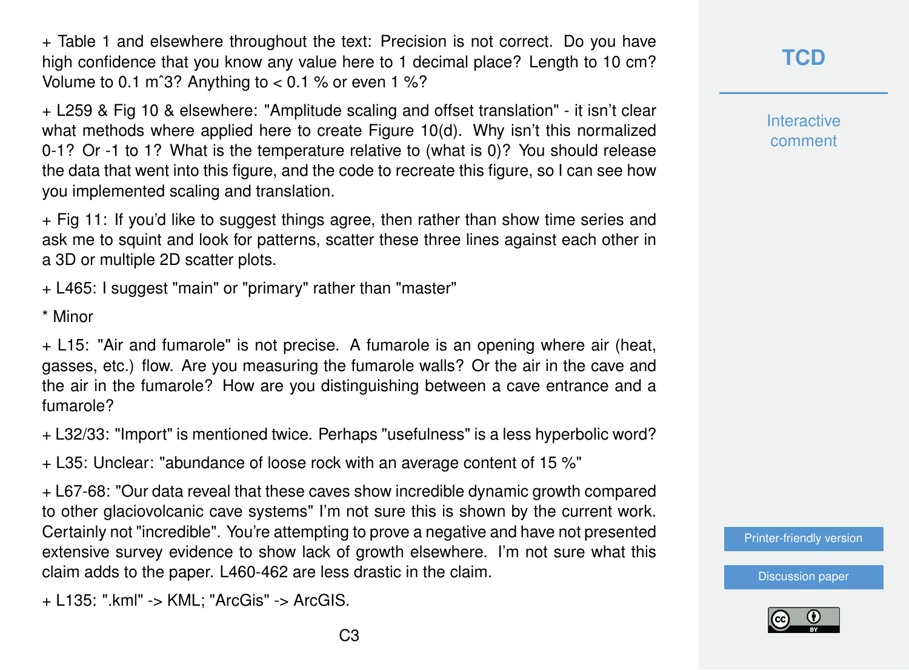+ Table 1 and elsewhere throughout the text: Precision is not correct. Do you have high confidence that you know any value here to 1 decimal place? Length to 10 cm? Volume to 0.1 m^3? Anything to < 0.1 % or even 1 %?

+ L259 & Fig 10 & elsewhere: "Amplitude scaling and offset translation" - it isn't clear what methods where applied here to create Figure 10(d). Why isn't this normalized 0-1? Or -1 to 1? What is the temperature relative to (what is 0)? You should release the data that went into this figure, and the code to recreate this figure, so I can see how you implemented scaling and translation.

+ Fig 11: If you'd like to suggest things agree, then rather than show time series and ask me to squint and look for patterns, scatter these three lines against each other in a 3D or multiple 2D scatter plots.

+ L465: I suggest "main" or "primary" rather than "master"

* Minor

+ L15: "Air and fumarole" is not precise. A fumarole is an opening where air (heat, gasses, etc.) flow. Are you measuring the fumarole walls? Or the air in the cave and the air in the fumarole? How are you distinguishing between a cave entrance and a fumarole?

+ L32/33: "Import" is mentioned twice. Perhaps "usefulness" is a less hyperbolic word?

+ L35: Unclear: "abundance of loose rock with an average content of 15 %"

+ L67-68: "Our data reveal that these caves show incredible dynamic growth compared to other glaciovolcanic cave systems" I'm not sure this is shown by the current work. Certainly not "incredible". You're attempting to prove a negative and have not presented extensive survey evidence to show lack of growth elsewhere. I'm not sure what this claim adds to the paper. L460-462 are less drastic in the claim.

+ L135: ".kml" -> KML; "ArcGis" -> ArcGIS.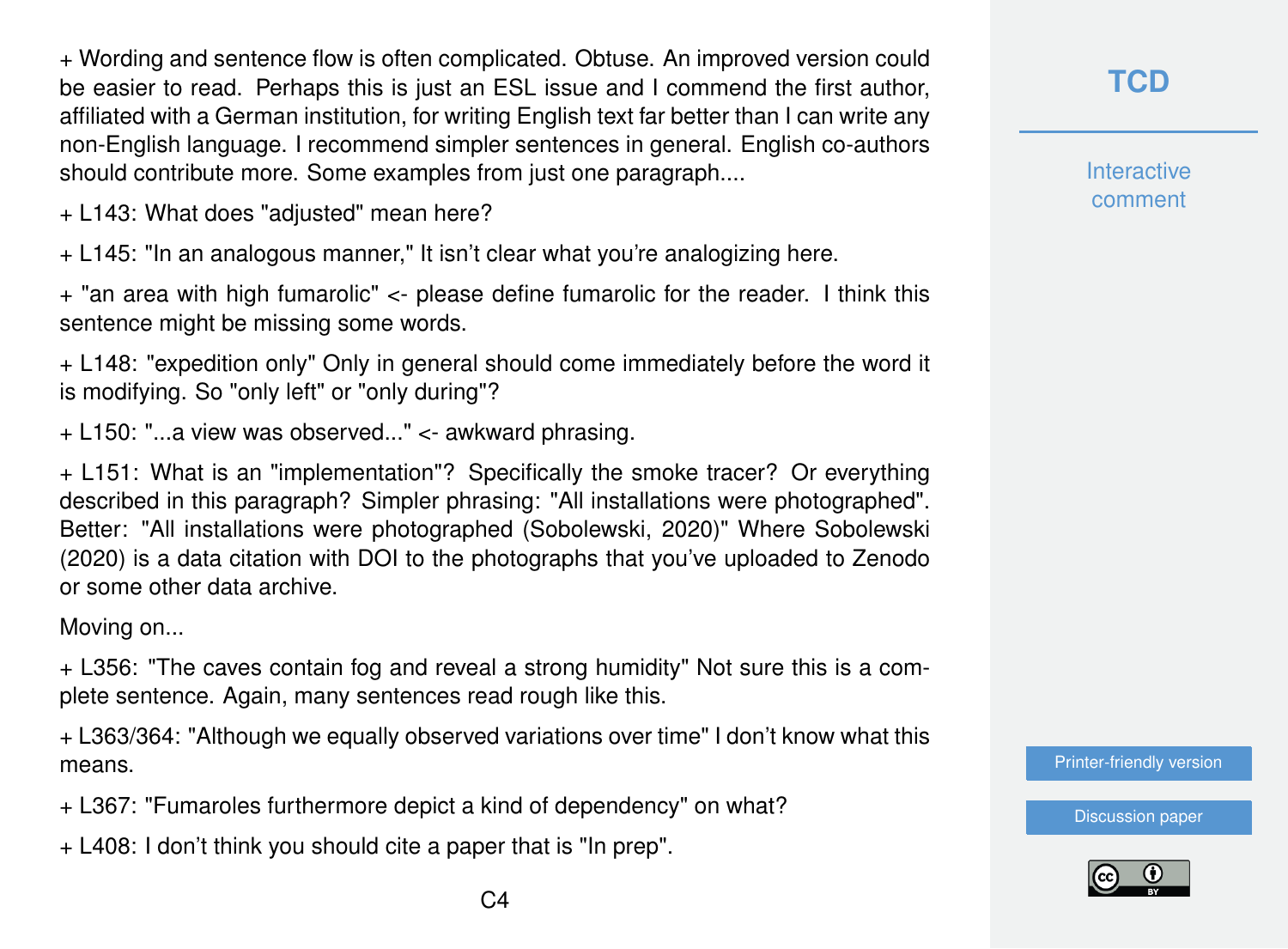+ Wording and sentence flow is often complicated. Obtuse. An improved version could be easier to read. Perhaps this is just an ESL issue and I commend the first author, affiliated with a German institution, for writing English text far better than I can write any non-English language. I recommend simpler sentences in general. English co-authors should contribute more. Some examples from just one paragraph....

+ L143: What does "adjusted" mean here?

+ L145: "In an analogous manner," It isn't clear what you're analogizing here.

+ "an area with high fumarolic" <- please define fumarolic for the reader. I think this sentence might be missing some words.

+ L148: "expedition only" Only in general should come immediately before the word it is modifying. So "only left" or "only during"?

+ L150: "...a view was observed..." <- awkward phrasing.

+ L151: What is an "implementation"? Specifically the smoke tracer? Or everything described in this paragraph? Simpler phrasing: "All installations were photographed". Better: "All installations were photographed (Sobolewski, 2020)" Where Sobolewski (2020) is a data citation with DOI to the photographs that you've uploaded to Zenodo or some other data archive.

Moving on...

+ L356: "The caves contain fog and reveal a strong humidity" Not sure this is a complete sentence. Again, many sentences read rough like this.

+ L363/364: "Although we equally observed variations over time" I don't know what this means.

+ L367: "Fumaroles furthermore depict a kind of dependency" on what?

+ L408: I don't think you should cite a paper that is "In prep".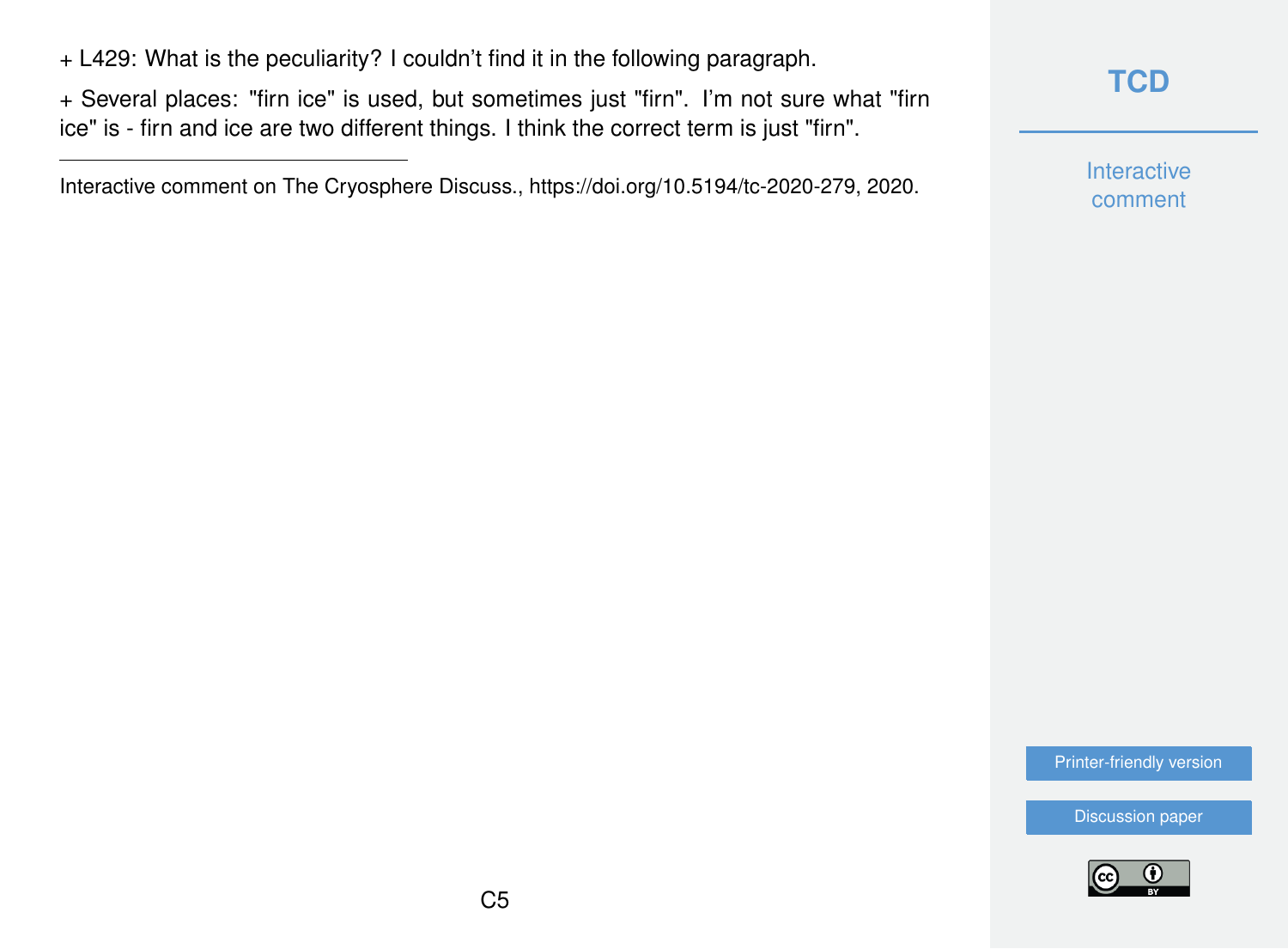+ L429: What is the peculiarity? I couldn't find it in the following paragraph.

+ Several places: "firn ice" is used, but sometimes just "firn". I'm not sure what "firn ice" is - firn and ice are two different things. I think the correct term is just "firn".

---

Interactive comment on The Cryosphere Discuss., https://doi.org/10.5194/tc-2020-279, 2020.